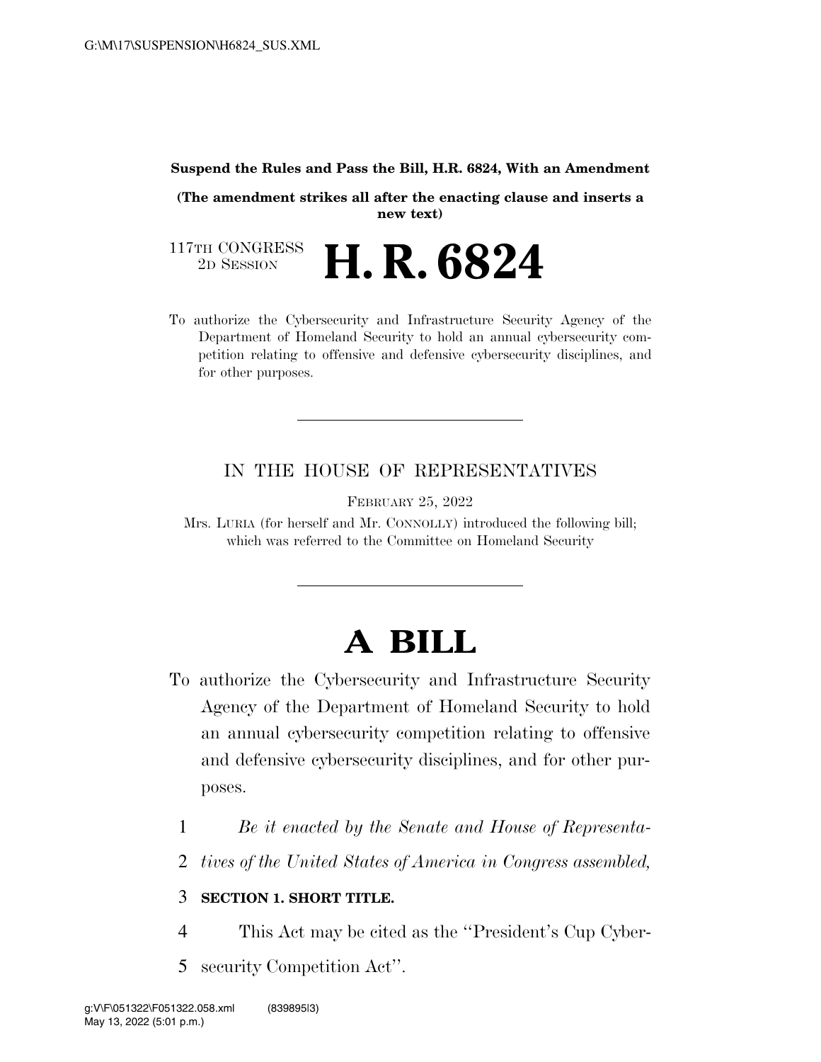**Suspend the Rules and Pass the Bill, H.R. 6824, With an Amendment**

**(The amendment strikes all after the enacting clause and inserts a new text)**

117TH CONGRESS
2D SESSION

# H. R. 6824

To authorize the Cybersecurity and Infrastructure Security Agency of the Department of Homeland Security to hold an annual cybersecurity competition relating to offensive and defensive cybersecurity disciplines, and for other purposes.

---

IN THE HOUSE OF REPRESENTATIVES

FEBRUARY 25, 2022

Mrs. LURIA (for herself and Mr. CONNOLLY) introduced the following bill; which was referred to the Committee on Homeland Security

---

# A BILL

To authorize the Cybersecurity and Infrastructure Security Agency of the Department of Homeland Security to hold an annual cybersecurity competition relating to offensive and defensive cybersecurity disciplines, and for other purposes.

1 *Be it enacted by the Senate and House of Representa-*
2 *tives of the United States of America in Congress assembled,*

3 **SECTION 1. SHORT TITLE.**

4 This Act may be cited as the ''President's Cup Cyber-
5 security Competition Act''.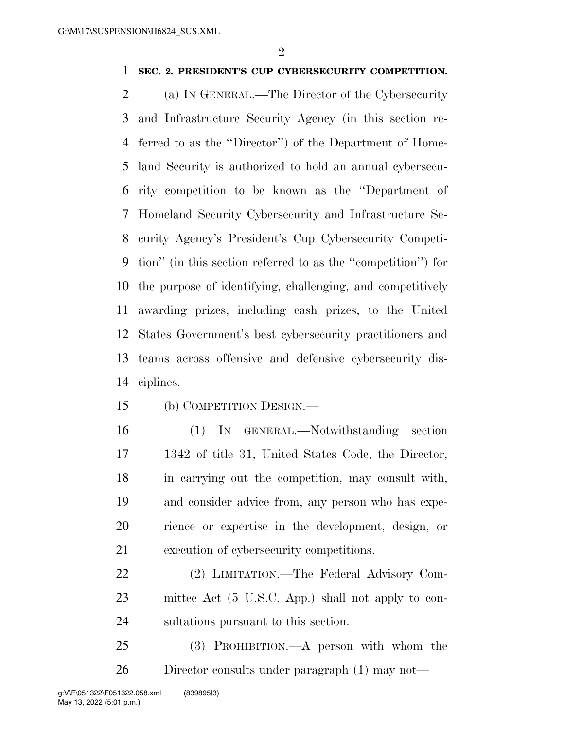**SEC. 2. PRESIDENT'S CUP CYBERSECURITY COMPETITION.**

(a) IN GENERAL.—The Director of the Cybersecurity and Infrastructure Security Agency (in this section referred to as the ''Director'') of the Department of Homeland Security is authorized to hold an annual cybersecurity competition to be known as the ''Department of Homeland Security Cybersecurity and Infrastructure Security Agency's President's Cup Cybersecurity Competition'' (in this section referred to as the ''competition'') for the purpose of identifying, challenging, and competitively awarding prizes, including cash prizes, to the United States Government's best cybersecurity practitioners and teams across offensive and defensive cybersecurity disciplines.

(b) COMPETITION DESIGN.—

(1) IN GENERAL.—Notwithstanding section 1342 of title 31, United States Code, the Director, in carrying out the competition, may consult with, and consider advice from, any person who has experience or expertise in the development, design, or execution of cybersecurity competitions.

(2) LIMITATION.—The Federal Advisory Committee Act (5 U.S.C. App.) shall not apply to consultations pursuant to this section.

(3) PROHIBITION.—A person with whom the Director consults under paragraph (1) may not—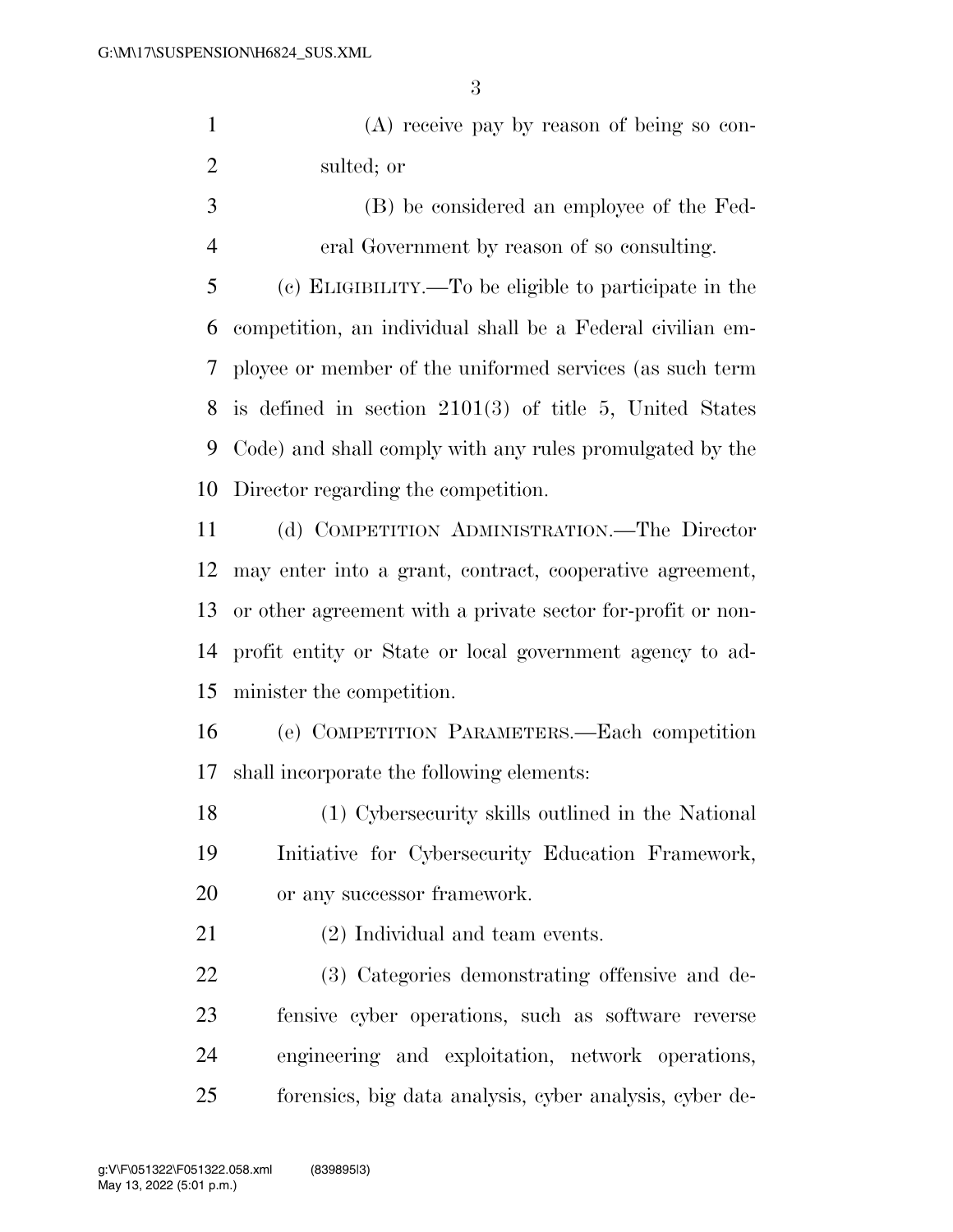(A) receive pay by reason of being so consulted; or

(B) be considered an employee of the Federal Government by reason of so consulting.

(c) ELIGIBILITY.—To be eligible to participate in the competition, an individual shall be a Federal civilian employee or member of the uniformed services (as such term is defined in section 2101(3) of title 5, United States Code) and shall comply with any rules promulgated by the Director regarding the competition.

(d) COMPETITION ADMINISTRATION.—The Director may enter into a grant, contract, cooperative agreement, or other agreement with a private sector for-profit or nonprofit entity or State or local government agency to administer the competition.

(e) COMPETITION PARAMETERS.—Each competition shall incorporate the following elements:

(1) Cybersecurity skills outlined in the National Initiative for Cybersecurity Education Framework, or any successor framework.

(2) Individual and team events.

(3) Categories demonstrating offensive and defensive cyber operations, such as software reverse engineering and exploitation, network operations, forensics, big data analysis, cyber analysis, cyber de-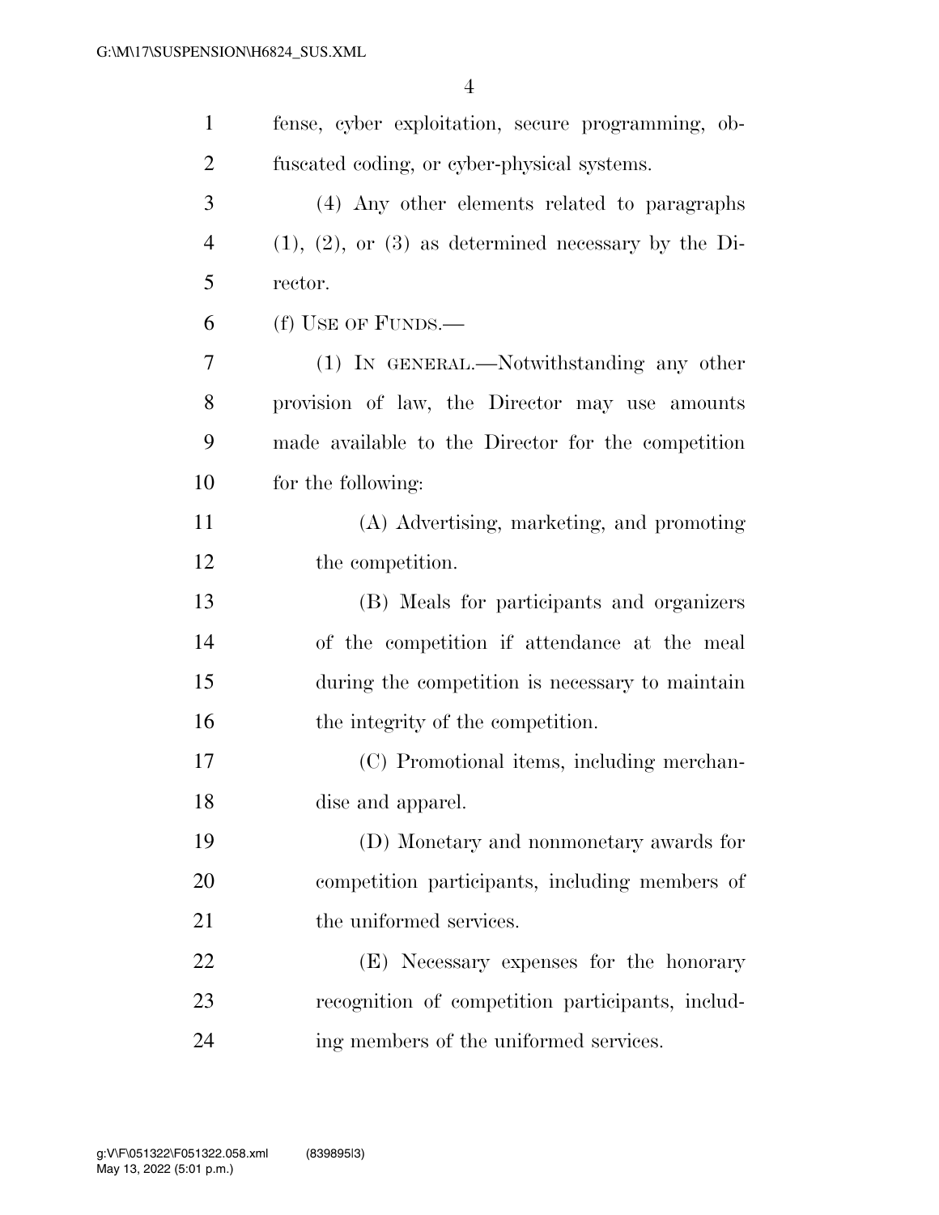fense, cyber exploitation, secure programming, obfuscated coding, or cyber-physical systems.

(4) Any other elements related to paragraphs (1), (2), or (3) as determined necessary by the Director.

(f) USE OF FUNDS.—

(1) IN GENERAL.—Notwithstanding any other provision of law, the Director may use amounts made available to the Director for the competition for the following:

(A) Advertising, marketing, and promoting the competition.

(B) Meals for participants and organizers of the competition if attendance at the meal during the competition is necessary to maintain the integrity of the competition.

(C) Promotional items, including merchandise and apparel.

(D) Monetary and nonmonetary awards for competition participants, including members of the uniformed services.

(E) Necessary expenses for the honorary recognition of competition participants, including members of the uniformed services.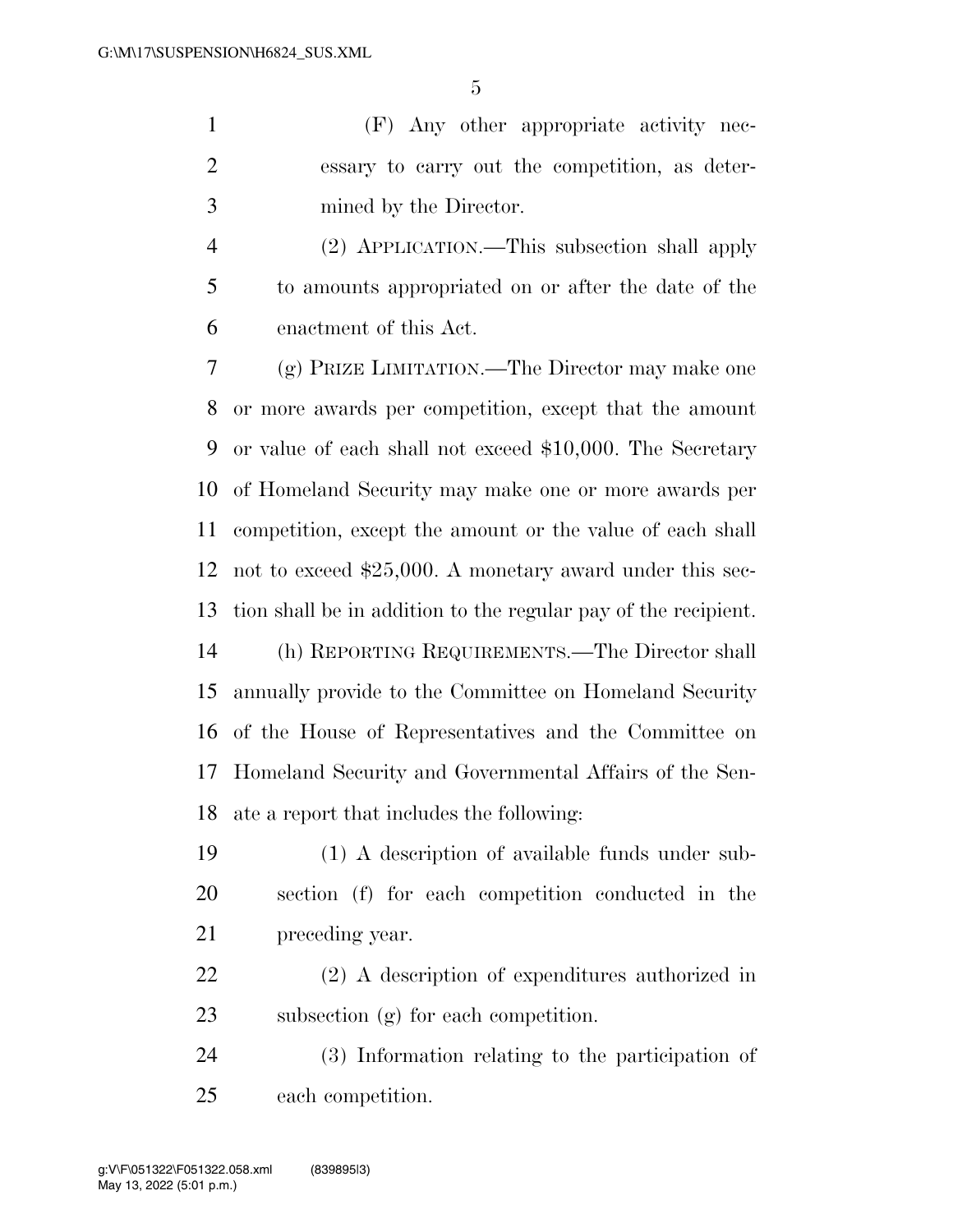(F) Any other appropriate activity necessary to carry out the competition, as determined by the Director.

(2) APPLICATION.—This subsection shall apply to amounts appropriated on or after the date of the enactment of this Act.

(g) PRIZE LIMITATION.—The Director may make one or more awards per competition, except that the amount or value of each shall not exceed $10,000. The Secretary of Homeland Security may make one or more awards per competition, except the amount or the value of each shall not to exceed $25,000. A monetary award under this section shall be in addition to the regular pay of the recipient.

(h) REPORTING REQUIREMENTS.—The Director shall annually provide to the Committee on Homeland Security of the House of Representatives and the Committee on Homeland Security and Governmental Affairs of the Senate a report that includes the following:

(1) A description of available funds under subsection (f) for each competition conducted in the preceding year.

(2) A description of expenditures authorized in subsection (g) for each competition.

(3) Information relating to the participation of each competition.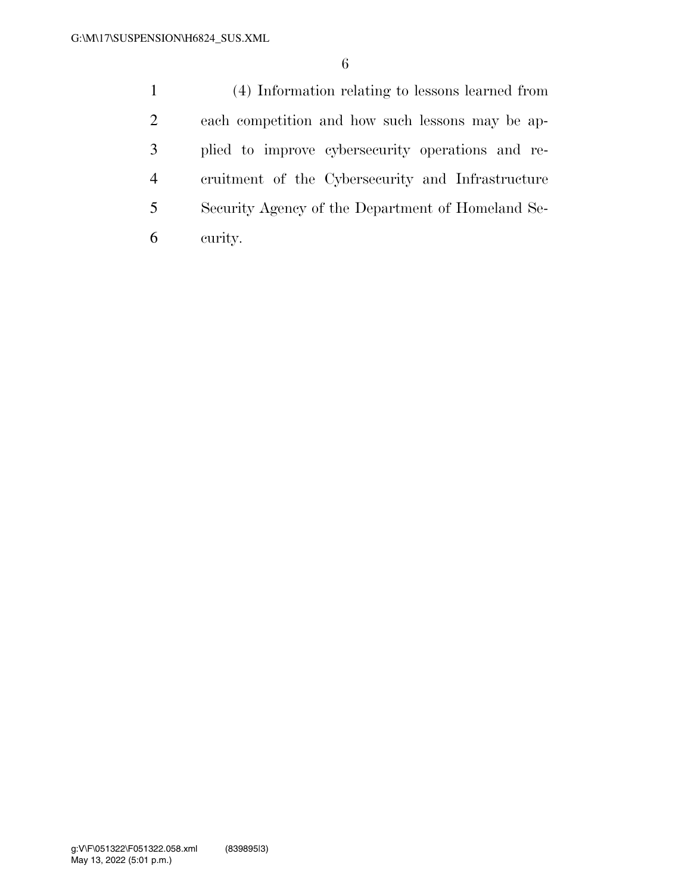(4) Information relating to lessons learned from each competition and how such lessons may be applied to improve cybersecurity operations and recruitment of the Cybersecurity and Infrastructure Security Agency of the Department of Homeland Security.